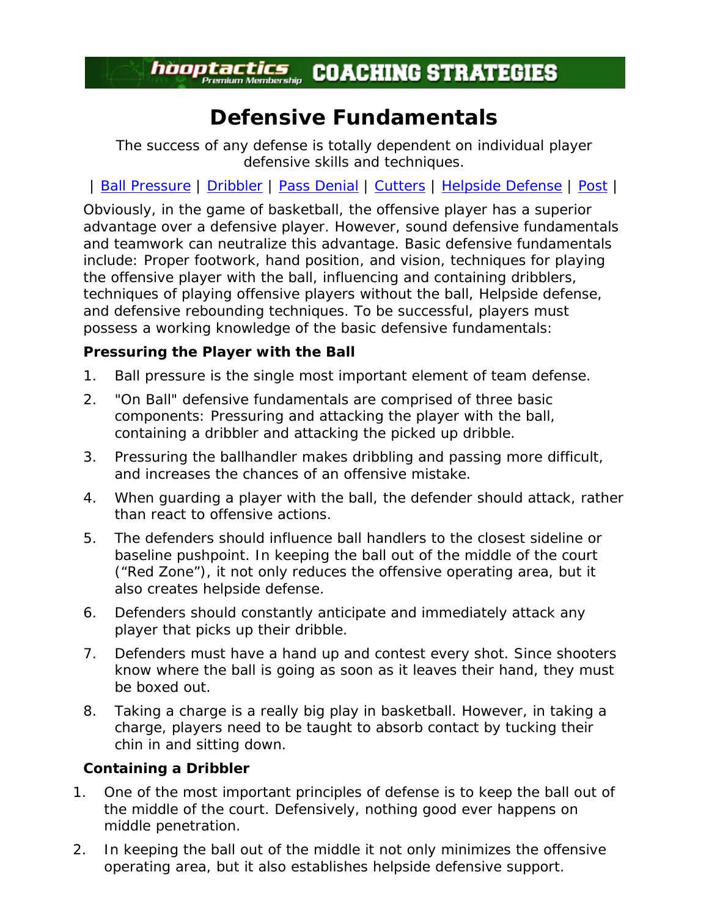# Defensive Fundamentals

The success of any defense is totally dependent on individual player defensive skills and techniques.

| Ball Pressure | Dribbler | Pass Denial | Cutters | Helpside Defense | Post |

Obviously, in the game of basketball, the offensive player has a superior advantage over a defensive player. However, sound defensive fundamentals and teamwork can neutralize this advantage. Basic defensive fundamentals include: Proper footwork, hand position, and vision, techniques for playing the offensive player with the ball, influencing and containing dribblers, techniques of playing offensive players without the ball, Helpside defense, and defensive rebounding techniques. To be successful, players must possess a working knowledge of the basic defensive fundamentals:

**Pressuring the Player with the Ball**

1. Ball pressure is the single most important element of team defense.
2. "On Ball" defensive fundamentals are comprised of three basic components: Pressuring and attacking the player with the ball, containing a dribbler and attacking the picked up dribble.
3. Pressuring the ballhandler makes dribbling and passing more difficult, and increases the chances of an offensive mistake.
4. When guarding a player with the ball, the defender should attack, rather than react to offensive actions.
5. The defenders should influence ball handlers to the closest sideline or baseline pushpoint. In keeping the ball out of the middle of the court ("Red Zone"), it not only reduces the offensive operating area, but it also creates helpside defense.
6. Defenders should constantly anticipate and immediately attack any player that picks up their dribble.
7. Defenders must have a hand up and contest every shot. Since shooters know where the ball is going as soon as it leaves their hand, they must be boxed out.
8. Taking a charge is a really big play in basketball. However, in taking a charge, players need to be taught to absorb contact by tucking their chin in and sitting down.

**Containing a Dribbler**

1. One of the most important principles of defense is to keep the ball out of the middle of the court. Defensively, nothing good ever happens on middle penetration.
2. In keeping the ball out of the middle it not only minimizes the offensive operating area, but it also establishes helpside defensive support.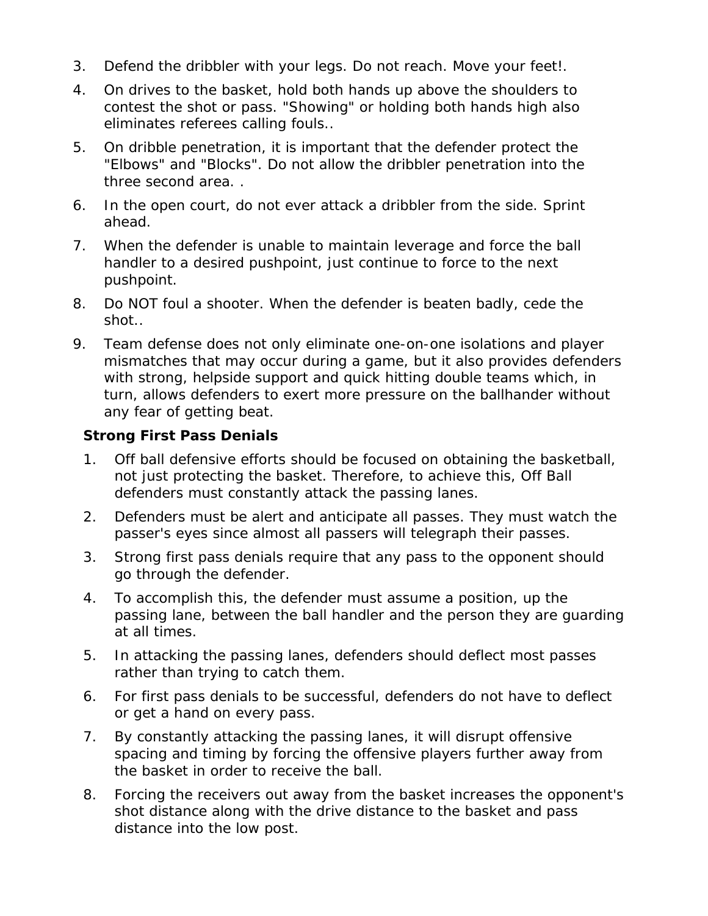3. Defend the dribbler with your legs. Do not reach. Move your feet!.
4. On drives to the basket, hold both hands up above the shoulders to contest the shot or pass. "Showing" or holding both hands high also eliminates referees calling fouls..
5. On dribble penetration, it is important that the defender protect the "Elbows" and "Blocks". Do not allow the dribbler penetration into the three second area. .
6. In the open court, do not ever attack a dribbler from the side. Sprint ahead.
7. When the defender is unable to maintain leverage and force the ball handler to a desired pushpoint, just continue to force to the next pushpoint.
8. Do NOT foul a shooter. When the defender is beaten badly, cede the shot..
9. Team defense does not only eliminate one-on-one isolations and player mismatches that may occur during a game, but it also provides defenders with strong, helpside support and quick hitting double teams which, in turn, allows defenders to exert more pressure on the ballhander without any fear of getting beat.

**Strong First Pass Denials**

1. Off ball defensive efforts should be focused on obtaining the basketball, not just protecting the basket. Therefore, to achieve this, Off Ball defenders must constantly attack the passing lanes.
2. Defenders must be alert and anticipate all passes. They must watch the passer's eyes since almost all passers will telegraph their passes.
3. Strong first pass denials require that any pass to the opponent should go through the defender.
4. To accomplish this, the defender must assume a position, up the passing lane, between the ball handler and the person they are guarding at all times.
5. In attacking the passing lanes, defenders should deflect most passes rather than trying to catch them.
6. For first pass denials to be successful, defenders do not have to deflect or get a hand on every pass.
7. By constantly attacking the passing lanes, it will disrupt offensive spacing and timing by forcing the offensive players further away from the basket in order to receive the ball.
8. Forcing the receivers out away from the basket increases the opponent's shot distance along with the drive distance to the basket and pass distance into the low post.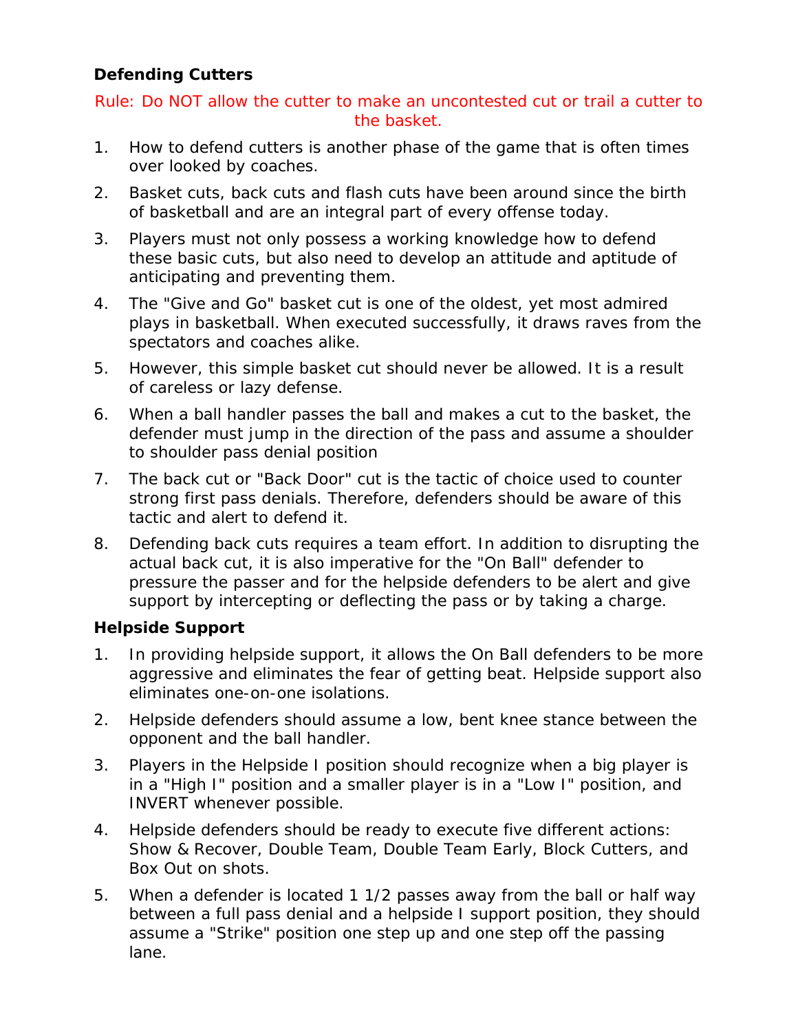### Defending Cutters

Rule: Do NOT allow the cutter to make an uncontested cut or trail a cutter to the basket.

1. How to defend cutters is another phase of the game that is often times over looked by coaches.
2. Basket cuts, back cuts and flash cuts have been around since the birth of basketball and are an integral part of every offense today.
3. Players must not only possess a working knowledge how to defend these basic cuts, but also need to develop an attitude and aptitude of anticipating and preventing them.
4. The "Give and Go" basket cut is one of the oldest, yet most admired plays in basketball. When executed successfully, it draws raves from the spectators and coaches alike.
5. However, this simple basket cut should never be allowed. It is a result of careless or lazy defense.
6. When a ball handler passes the ball and makes a cut to the basket, the defender must jump in the direction of the pass and assume a shoulder to shoulder pass denial position
7. The back cut or "Back Door" cut is the tactic of choice used to counter strong first pass denials. Therefore, defenders should be aware of this tactic and alert to defend it.
8. Defending back cuts requires a team effort. In addition to disrupting the actual back cut, it is also imperative for the "On Ball" defender to pressure the passer and for the helpside defenders to be alert and give support by intercepting or deflecting the pass or by taking a charge.

### Helpside Support

1. In providing helpside support, it allows the On Ball defenders to be more aggressive and eliminates the fear of getting beat. Helpside support also eliminates one-on-one isolations.
2. Helpside defenders should assume a low, bent knee stance between the opponent and the ball handler.
3. Players in the Helpside I position should recognize when a big player is in a "High I" position and a smaller player is in a "Low I" position, and INVERT whenever possible.
4. Helpside defenders should be ready to execute five different actions: Show & Recover, Double Team, Double Team Early, Block Cutters, and Box Out on shots.
5. When a defender is located 1 1/2 passes away from the ball or half way between a full pass denial and a helpside I support position, they should assume a "Strike" position one step up and one step off the passing lane.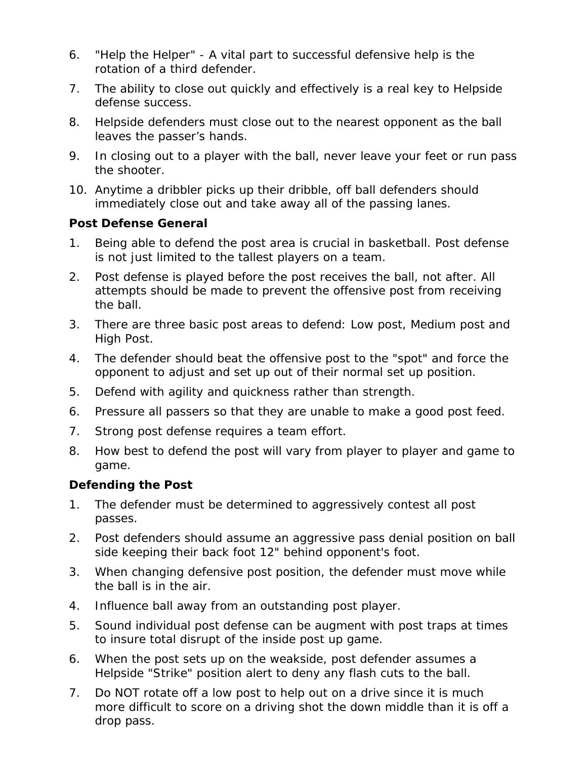6. "Help the Helper" - A vital part to successful defensive help is the rotation of a third defender.
7. The ability to close out quickly and effectively is a real key to Helpside defense success.
8. Helpside defenders must close out to the nearest opponent as the ball leaves the passer's hands.
9. In closing out to a player with the ball, never leave your feet or run pass the shooter.
10. Anytime a dribbler picks up their dribble, off ball defenders should immediately close out and take away all of the passing lanes.

**Post Defense General**

1. Being able to defend the post area is crucial in basketball. Post defense is not just limited to the tallest players on a team.
2. Post defense is played before the post receives the ball, not after. All attempts should be made to prevent the offensive post from receiving the ball.
3. There are three basic post areas to defend: Low post, Medium post and High Post.
4. The defender should beat the offensive post to the "spot" and force the opponent to adjust and set up out of their normal set up position.
5. Defend with agility and quickness rather than strength.
6. Pressure all passers so that they are unable to make a good post feed.
7. Strong post defense requires a team effort.
8. How best to defend the post will vary from player to player and game to game.

**Defending the Post**

1. The defender must be determined to aggressively contest all post passes.
2. Post defenders should assume an aggressive pass denial position on ball side keeping their back foot 12" behind opponent's foot.
3. When changing defensive post position, the defender must move while the ball is in the air.
4. Influence ball away from an outstanding post player.
5. Sound individual post defense can be augment with post traps at times to insure total disrupt of the inside post up game.
6. When the post sets up on the weakside, post defender assumes a Helpside "Strike" position alert to deny any flash cuts to the ball.
7. Do NOT rotate off a low post to help out on a drive since it is much more difficult to score on a driving shot the down middle than it is off a drop pass.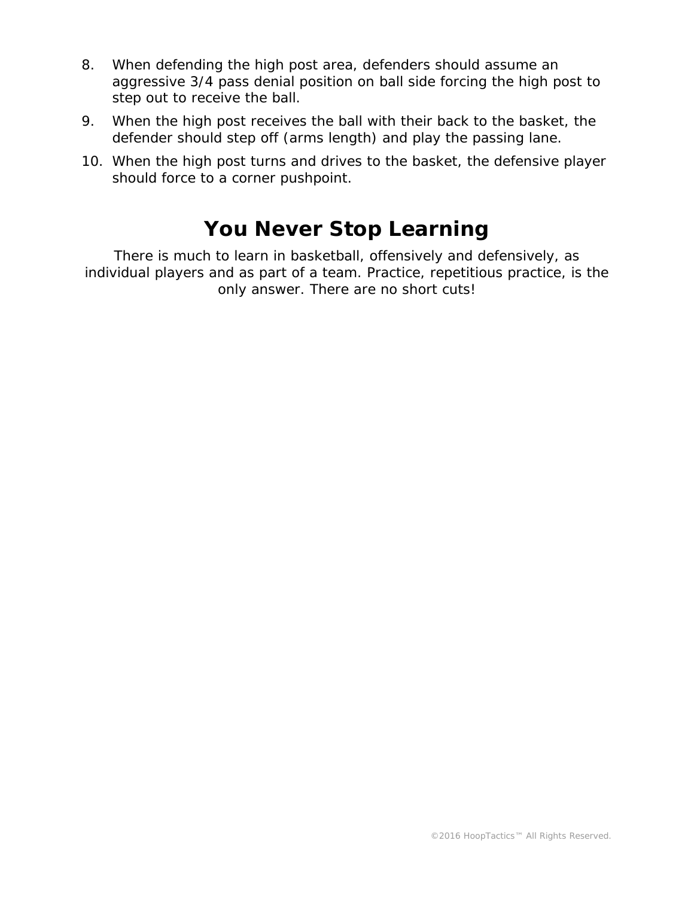8. When defending the high post area, defenders should assume an aggressive 3/4 pass denial position on ball side forcing the high post to step out to receive the ball.
9. When the high post receives the ball with their back to the basket, the defender should step off (arms length) and play the passing lane.
10. When the high post turns and drives to the basket, the defensive player should force to a corner pushpoint.

## You Never Stop Learning

There is much to learn in basketball, offensively and defensively, as individual players and as part of a team. Practice, repetitious practice, is the only answer. There are no short cuts!